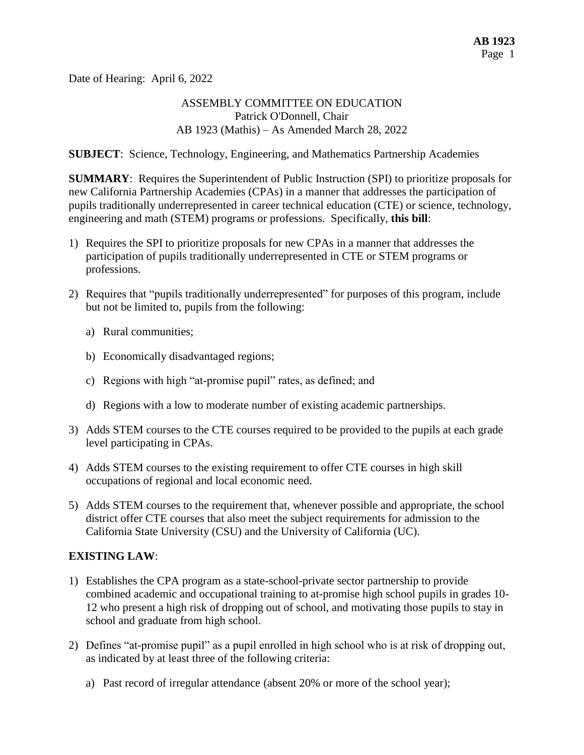Date of Hearing: April 6, 2022

ASSEMBLY COMMITTEE ON EDUCATION
Patrick O'Donnell, Chair
AB 1923 (Mathis) – As Amended March 28, 2022

**SUBJECT**: Science, Technology, Engineering, and Mathematics Partnership Academies

**SUMMARY**: Requires the Superintendent of Public Instruction (SPI) to prioritize proposals for new California Partnership Academies (CPAs) in a manner that addresses the participation of pupils traditionally underrepresented in career technical education (CTE) or science, technology, engineering and math (STEM) programs or professions. Specifically, **this bill**:

1) Requires the SPI to prioritize proposals for new CPAs in a manner that addresses the participation of pupils traditionally underrepresented in CTE or STEM programs or professions.

2) Requires that "pupils traditionally underrepresented" for purposes of this program, include but not be limited to, pupils from the following:

   a) Rural communities;

   b) Economically disadvantaged regions;

   c) Regions with high "at-promise pupil" rates, as defined; and

   d) Regions with a low to moderate number of existing academic partnerships.

3) Adds STEM courses to the CTE courses required to be provided to the pupils at each grade level participating in CPAs.

4) Adds STEM courses to the existing requirement to offer CTE courses in high skill occupations of regional and local economic need.

5) Adds STEM courses to the requirement that, whenever possible and appropriate, the school district offer CTE courses that also meet the subject requirements for admission to the California State University (CSU) and the University of California (UC).

**EXISTING LAW**:

1) Establishes the CPA program as a state-school-private sector partnership to provide combined academic and occupational training to at-promise high school pupils in grades 10-12 who present a high risk of dropping out of school, and motivating those pupils to stay in school and graduate from high school.

2) Defines "at-promise pupil" as a pupil enrolled in high school who is at risk of dropping out, as indicated by at least three of the following criteria:

   a) Past record of irregular attendance (absent 20% or more of the school year);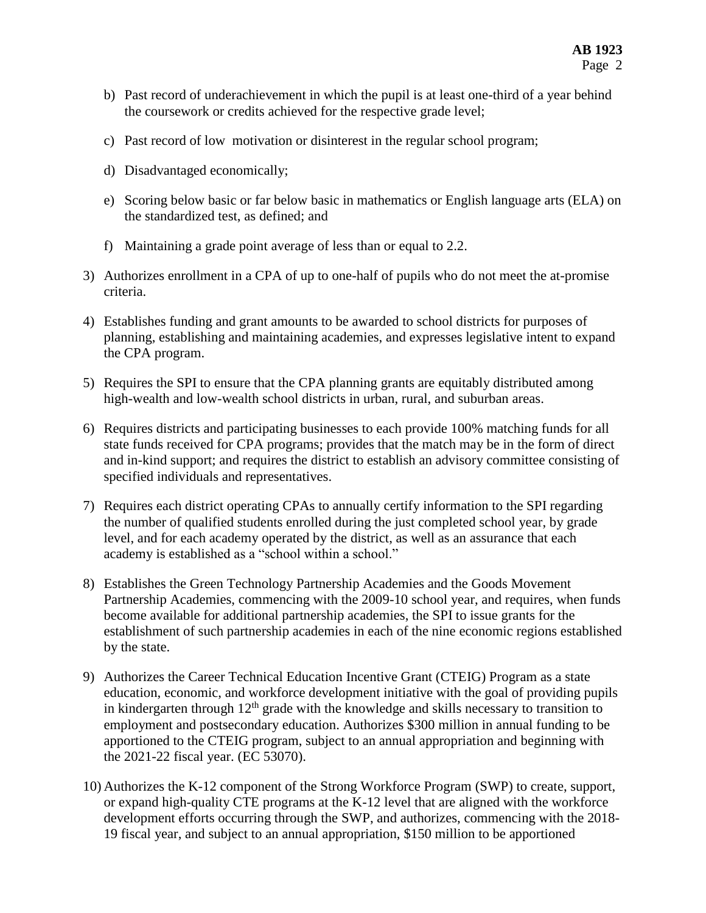b) Past record of underachievement in which the pupil is at least one-third of a year behind the coursework or credits achieved for the respective grade level;

c) Past record of low motivation or disinterest in the regular school program;

d) Disadvantaged economically;

e) Scoring below basic or far below basic in mathematics or English language arts (ELA) on the standardized test, as defined; and

f) Maintaining a grade point average of less than or equal to 2.2.

3) Authorizes enrollment in a CPA of up to one-half of pupils who do not meet the at-promise criteria.

4) Establishes funding and grant amounts to be awarded to school districts for purposes of planning, establishing and maintaining academies, and expresses legislative intent to expand the CPA program.

5) Requires the SPI to ensure that the CPA planning grants are equitably distributed among high-wealth and low-wealth school districts in urban, rural, and suburban areas.

6) Requires districts and participating businesses to each provide 100% matching funds for all state funds received for CPA programs; provides that the match may be in the form of direct and in-kind support; and requires the district to establish an advisory committee consisting of specified individuals and representatives.

7) Requires each district operating CPAs to annually certify information to the SPI regarding the number of qualified students enrolled during the just completed school year, by grade level, and for each academy operated by the district, as well as an assurance that each academy is established as a "school within a school."

8) Establishes the Green Technology Partnership Academies and the Goods Movement Partnership Academies, commencing with the 2009-10 school year, and requires, when funds become available for additional partnership academies, the SPI to issue grants for the establishment of such partnership academies in each of the nine economic regions established by the state.

9) Authorizes the Career Technical Education Incentive Grant (CTEIG) Program as a state education, economic, and workforce development initiative with the goal of providing pupils in kindergarten through 12th grade with the knowledge and skills necessary to transition to employment and postsecondary education. Authorizes $300 million in annual funding to be apportioned to the CTEIG program, subject to an annual appropriation and beginning with the 2021-22 fiscal year. (EC 53070).

10) Authorizes the K-12 component of the Strong Workforce Program (SWP) to create, support, or expand high-quality CTE programs at the K-12 level that are aligned with the workforce development efforts occurring through the SWP, and authorizes, commencing with the 2018-19 fiscal year, and subject to an annual appropriation, $150 million to be apportioned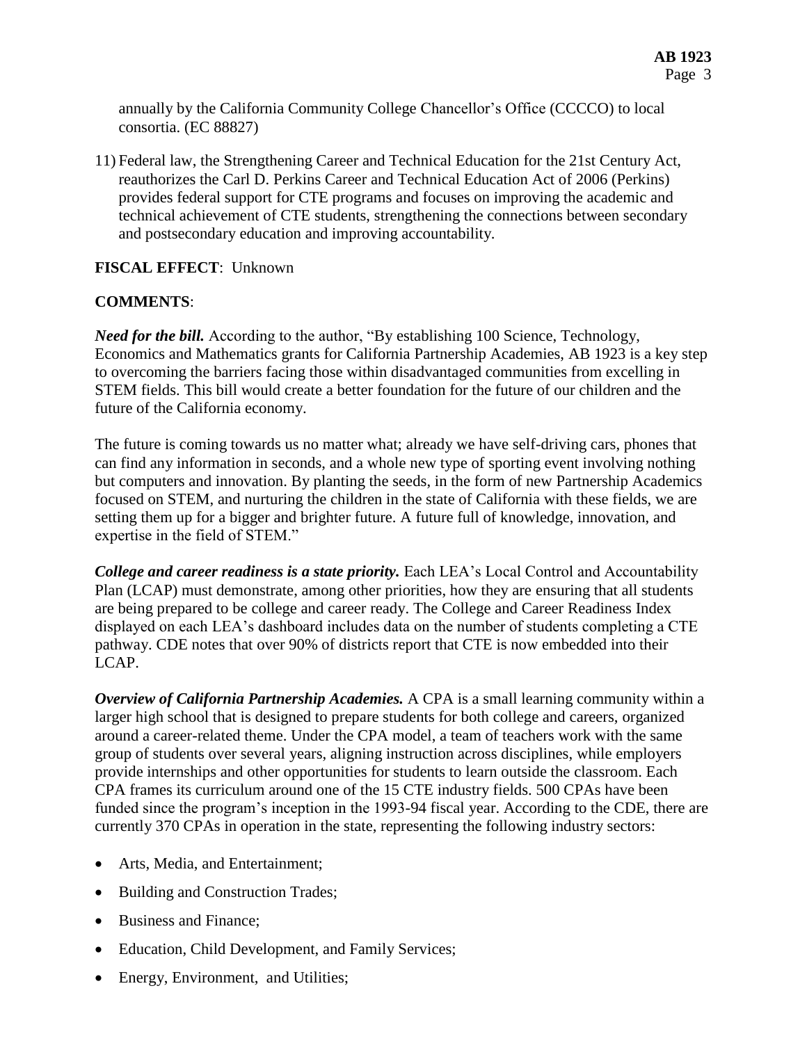annually by the California Community College Chancellor's Office (CCCCO) to local consortia. (EC 88827)

11) Federal law, the Strengthening Career and Technical Education for the 21st Century Act, reauthorizes the Carl D. Perkins Career and Technical Education Act of 2006 (Perkins) provides federal support for CTE programs and focuses on improving the academic and technical achievement of CTE students, strengthening the connections between secondary and postsecondary education and improving accountability.

**FISCAL EFFECT**: Unknown

**COMMENTS**:

***Need for the bill.*** According to the author, "By establishing 100 Science, Technology, Economics and Mathematics grants for California Partnership Academies, AB 1923 is a key step to overcoming the barriers facing those within disadvantaged communities from excelling in STEM fields. This bill would create a better foundation for the future of our children and the future of the California economy.

The future is coming towards us no matter what; already we have self-driving cars, phones that can find any information in seconds, and a whole new type of sporting event involving nothing but computers and innovation. By planting the seeds, in the form of new Partnership Academics focused on STEM, and nurturing the children in the state of California with these fields, we are setting them up for a bigger and brighter future. A future full of knowledge, innovation, and expertise in the field of STEM."

***College and career readiness is a state priority.*** Each LEA's Local Control and Accountability Plan (LCAP) must demonstrate, among other priorities, how they are ensuring that all students are being prepared to be college and career ready. The College and Career Readiness Index displayed on each LEA's dashboard includes data on the number of students completing a CTE pathway. CDE notes that over 90% of districts report that CTE is now embedded into their LCAP.

***Overview of California Partnership Academies.*** A CPA is a small learning community within a larger high school that is designed to prepare students for both college and careers, organized around a career-related theme. Under the CPA model, a team of teachers work with the same group of students over several years, aligning instruction across disciplines, while employers provide internships and other opportunities for students to learn outside the classroom. Each CPA frames its curriculum around one of the 15 CTE industry fields. 500 CPAs have been funded since the program's inception in the 1993-94 fiscal year. According to the CDE, there are currently 370 CPAs in operation in the state, representing the following industry sectors:

- Arts, Media, and Entertainment;
- Building and Construction Trades;
- Business and Finance;
- Education, Child Development, and Family Services;
- Energy, Environment, and Utilities;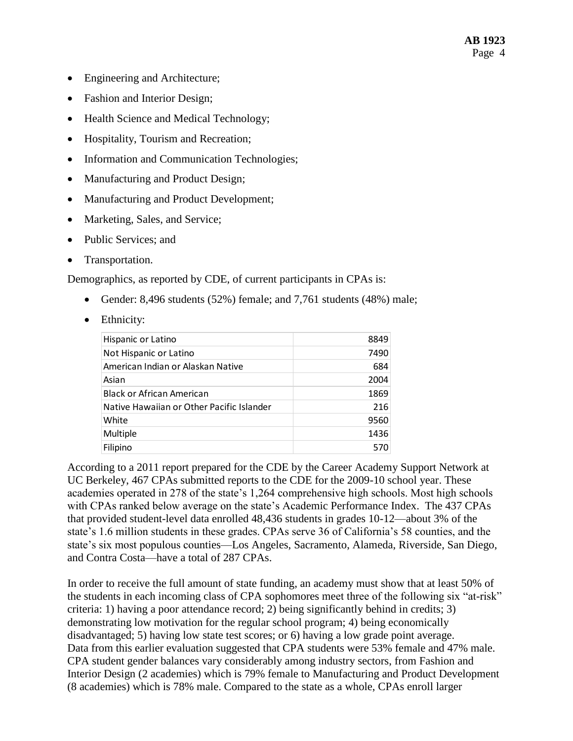- Engineering and Architecture;
- Fashion and Interior Design;
- Health Science and Medical Technology;
- Hospitality, Tourism and Recreation;
- Information and Communication Technologies;
- Manufacturing and Product Design;
- Manufacturing and Product Development;
- Marketing, Sales, and Service;
- Public Services; and
- Transportation.

Demographics, as reported by CDE, of current participants in CPAs is:

- Gender: 8,496 students (52%) female; and 7,761 students (48%) male;
- Ethnicity:

| | |
|---|---:|
| Hispanic or Latino | 8849 |
| Not Hispanic or Latino | 7490 |
| American Indian or Alaskan Native | 684 |
| Asian | 2004 |
| Black or African American | 1869 |
| Native Hawaiian or Other Pacific Islander | 216 |
| White | 9560 |
| Multiple | 1436 |
| Filipino | 570 |

According to a 2011 report prepared for the CDE by the Career Academy Support Network at UC Berkeley, 467 CPAs submitted reports to the CDE for the 2009-10 school year. These academies operated in 278 of the state's 1,264 comprehensive high schools. Most high schools with CPAs ranked below average on the state's Academic Performance Index. The 437 CPAs that provided student-level data enrolled 48,436 students in grades 10-12—about 3% of the state's 1.6 million students in these grades. CPAs serve 36 of California's 58 counties, and the state's six most populous counties—Los Angeles, Sacramento, Alameda, Riverside, San Diego, and Contra Costa—have a total of 287 CPAs.

In order to receive the full amount of state funding, an academy must show that at least 50% of the students in each incoming class of CPA sophomores meet three of the following six "at-risk" criteria: 1) having a poor attendance record; 2) being significantly behind in credits; 3) demonstrating low motivation for the regular school program; 4) being economically disadvantaged; 5) having low state test scores; or 6) having a low grade point average. Data from this earlier evaluation suggested that CPA students were 53% female and 47% male. CPA student gender balances vary considerably among industry sectors, from Fashion and Interior Design (2 academies) which is 79% female to Manufacturing and Product Development (8 academies) which is 78% male. Compared to the state as a whole, CPAs enroll larger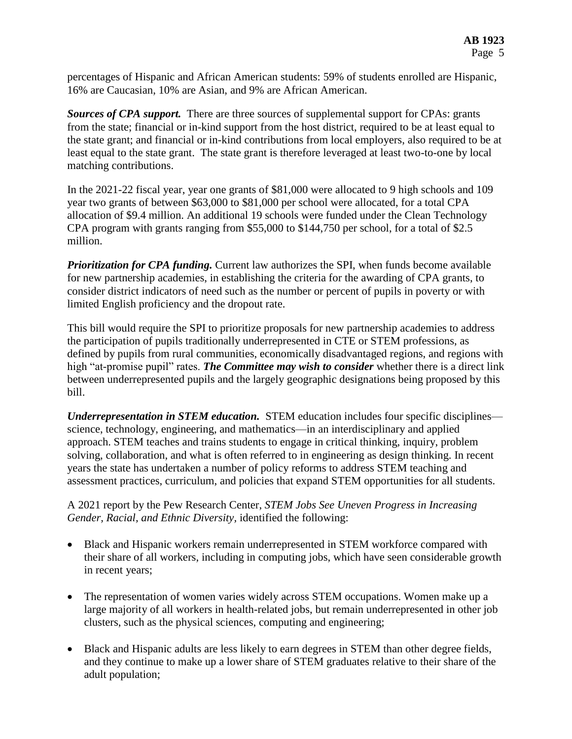percentages of Hispanic and African American students: 59% of students enrolled are Hispanic, 16% are Caucasian, 10% are Asian, and 9% are African American.

***Sources of CPA support.*** There are three sources of supplemental support for CPAs: grants from the state; financial or in-kind support from the host district, required to be at least equal to the state grant; and financial or in-kind contributions from local employers, also required to be at least equal to the state grant. The state grant is therefore leveraged at least two-to-one by local matching contributions.

In the 2021-22 fiscal year, year one grants of $81,000 were allocated to 9 high schools and 109 year two grants of between $63,000 to $81,000 per school were allocated, for a total CPA allocation of $9.4 million. An additional 19 schools were funded under the Clean Technology CPA program with grants ranging from $55,000 to $144,750 per school, for a total of $2.5 million.

***Prioritization for CPA funding.*** Current law authorizes the SPI, when funds become available for new partnership academies, in establishing the criteria for the awarding of CPA grants, to consider district indicators of need such as the number or percent of pupils in poverty or with limited English proficiency and the dropout rate.

This bill would require the SPI to prioritize proposals for new partnership academies to address the participation of pupils traditionally underrepresented in CTE or STEM professions, as defined by pupils from rural communities, economically disadvantaged regions, and regions with high "at-promise pupil" rates. ***The Committee may wish to consider*** whether there is a direct link between underrepresented pupils and the largely geographic designations being proposed by this bill.

***Underrepresentation in STEM education.*** STEM education includes four specific disciplines—science, technology, engineering, and mathematics—in an interdisciplinary and applied approach. STEM teaches and trains students to engage in critical thinking, inquiry, problem solving, collaboration, and what is often referred to in engineering as design thinking. In recent years the state has undertaken a number of policy reforms to address STEM teaching and assessment practices, curriculum, and policies that expand STEM opportunities for all students.

A 2021 report by the Pew Research Center, *STEM Jobs See Uneven Progress in Increasing Gender, Racial, and Ethnic Diversity*, identified the following:

- Black and Hispanic workers remain underrepresented in STEM workforce compared with their share of all workers, including in computing jobs, which have seen considerable growth in recent years;

- The representation of women varies widely across STEM occupations. Women make up a large majority of all workers in health-related jobs, but remain underrepresented in other job clusters, such as the physical sciences, computing and engineering;

- Black and Hispanic adults are less likely to earn degrees in STEM than other degree fields, and they continue to make up a lower share of STEM graduates relative to their share of the adult population;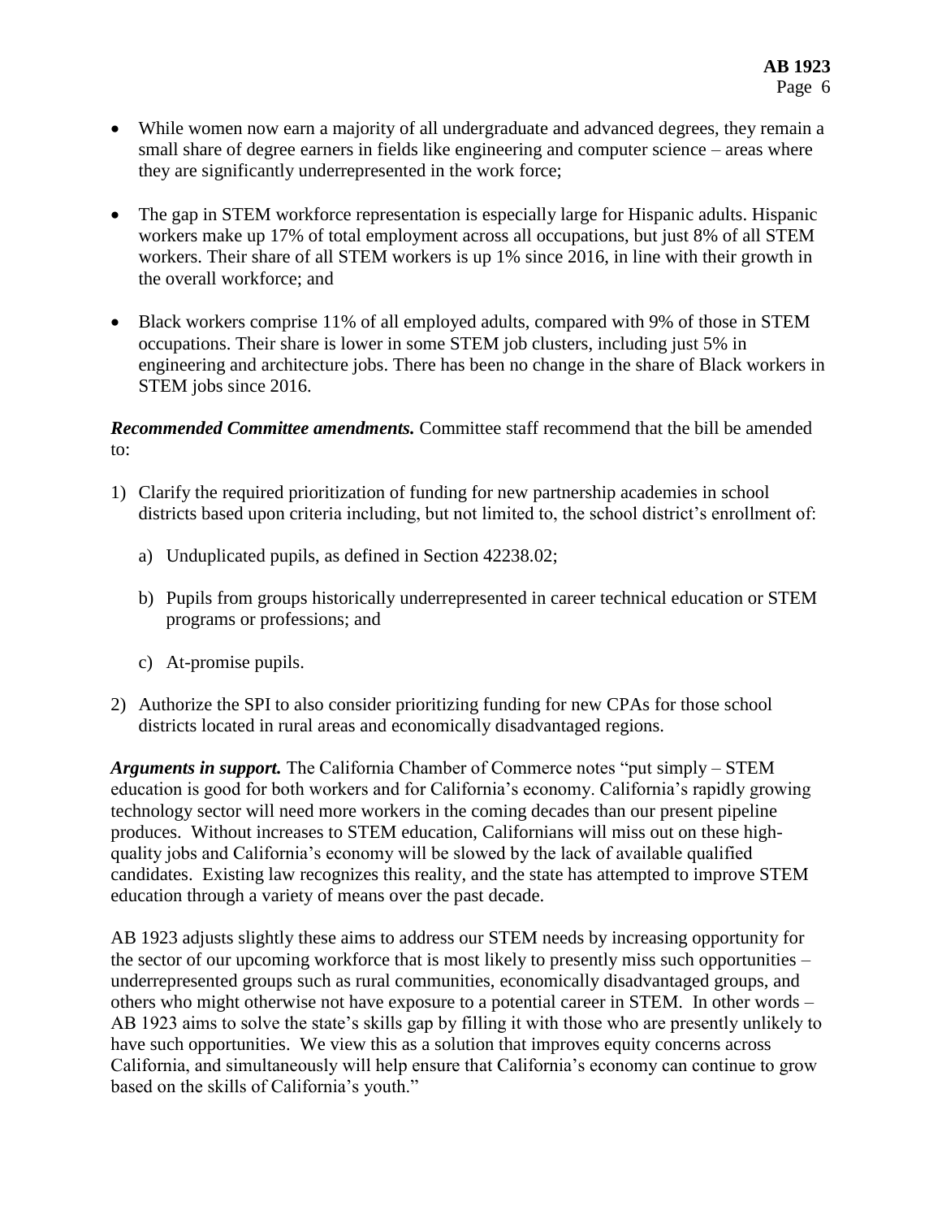- While women now earn a majority of all undergraduate and advanced degrees, they remain a small share of degree earners in fields like engineering and computer science – areas where they are significantly underrepresented in the work force;

- The gap in STEM workforce representation is especially large for Hispanic adults. Hispanic workers make up 17% of total employment across all occupations, but just 8% of all STEM workers. Their share of all STEM workers is up 1% since 2016, in line with their growth in the overall workforce; and

- Black workers comprise 11% of all employed adults, compared with 9% of those in STEM occupations. Their share is lower in some STEM job clusters, including just 5% in engineering and architecture jobs. There has been no change in the share of Black workers in STEM jobs since 2016.

***Recommended Committee amendments.*** Committee staff recommend that the bill be amended to:

1) Clarify the required prioritization of funding for new partnership academies in school districts based upon criteria including, but not limited to, the school district's enrollment of:

   a) Unduplicated pupils, as defined in Section 42238.02;

   b) Pupils from groups historically underrepresented in career technical education or STEM programs or professions; and

   c) At-promise pupils.

2) Authorize the SPI to also consider prioritizing funding for new CPAs for those school districts located in rural areas and economically disadvantaged regions.

***Arguments in support.*** The California Chamber of Commerce notes "put simply – STEM education is good for both workers and for California's economy. California's rapidly growing technology sector will need more workers in the coming decades than our present pipeline produces. Without increases to STEM education, Californians will miss out on these high-quality jobs and California's economy will be slowed by the lack of available qualified candidates. Existing law recognizes this reality, and the state has attempted to improve STEM education through a variety of means over the past decade.

AB 1923 adjusts slightly these aims to address our STEM needs by increasing opportunity for the sector of our upcoming workforce that is most likely to presently miss such opportunities – underrepresented groups such as rural communities, economically disadvantaged groups, and others who might otherwise not have exposure to a potential career in STEM. In other words – AB 1923 aims to solve the state's skills gap by filling it with those who are presently unlikely to have such opportunities. We view this as a solution that improves equity concerns across California, and simultaneously will help ensure that California's economy can continue to grow based on the skills of California's youth."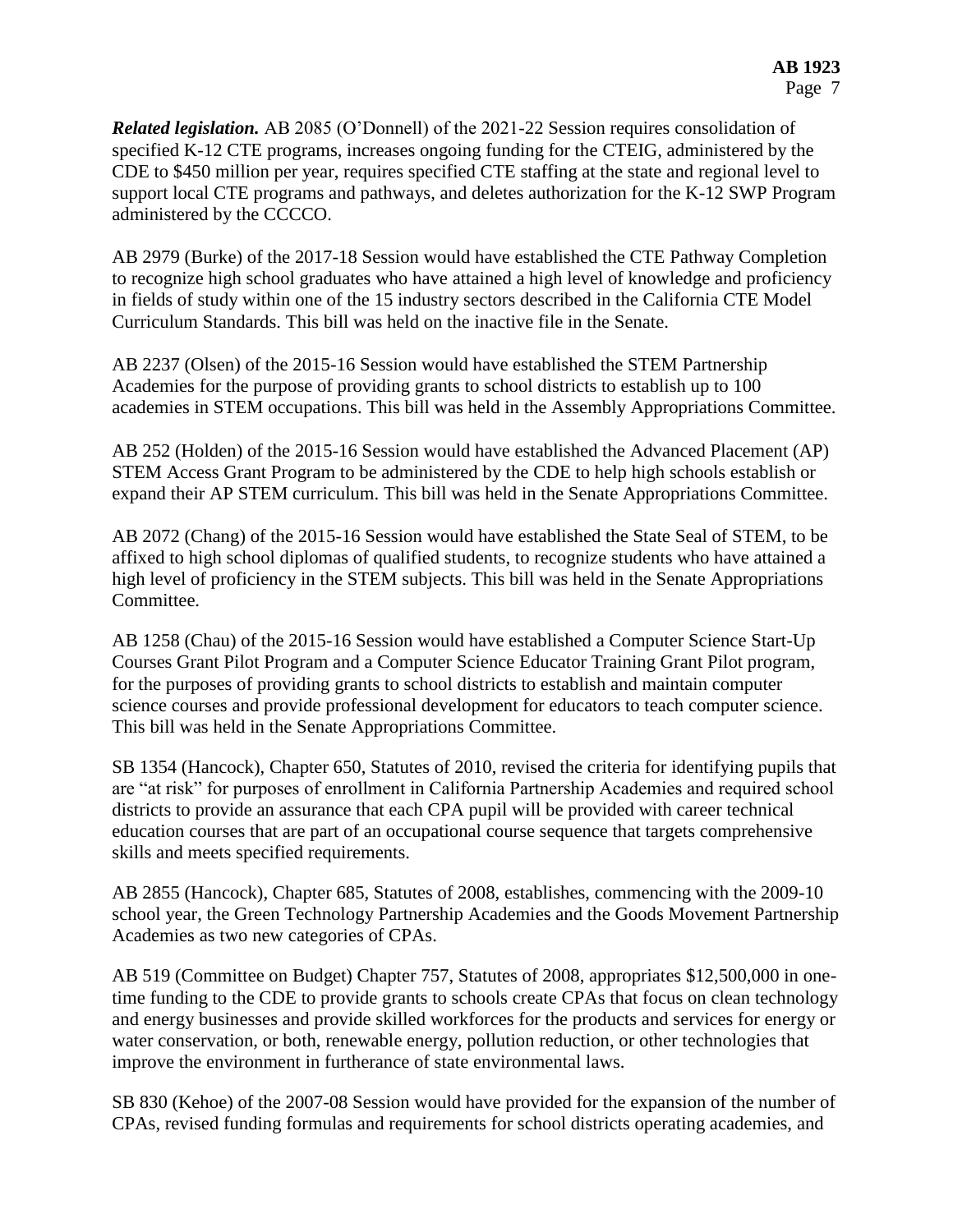***Related legislation.*** AB 2085 (O'Donnell) of the 2021-22 Session requires consolidation of specified K-12 CTE programs, increases ongoing funding for the CTEIG, administered by the CDE to $450 million per year, requires specified CTE staffing at the state and regional level to support local CTE programs and pathways, and deletes authorization for the K-12 SWP Program administered by the CCCCO.

AB 2979 (Burke) of the 2017-18 Session would have established the CTE Pathway Completion to recognize high school graduates who have attained a high level of knowledge and proficiency in fields of study within one of the 15 industry sectors described in the California CTE Model Curriculum Standards. This bill was held on the inactive file in the Senate.

AB 2237 (Olsen) of the 2015-16 Session would have established the STEM Partnership Academies for the purpose of providing grants to school districts to establish up to 100 academies in STEM occupations. This bill was held in the Assembly Appropriations Committee.

AB 252 (Holden) of the 2015-16 Session would have established the Advanced Placement (AP) STEM Access Grant Program to be administered by the CDE to help high schools establish or expand their AP STEM curriculum. This bill was held in the Senate Appropriations Committee.

AB 2072 (Chang) of the 2015-16 Session would have established the State Seal of STEM, to be affixed to high school diplomas of qualified students, to recognize students who have attained a high level of proficiency in the STEM subjects. This bill was held in the Senate Appropriations Committee.

AB 1258 (Chau) of the 2015-16 Session would have established a Computer Science Start-Up Courses Grant Pilot Program and a Computer Science Educator Training Grant Pilot program, for the purposes of providing grants to school districts to establish and maintain computer science courses and provide professional development for educators to teach computer science. This bill was held in the Senate Appropriations Committee.

SB 1354 (Hancock), Chapter 650, Statutes of 2010, revised the criteria for identifying pupils that are "at risk" for purposes of enrollment in California Partnership Academies and required school districts to provide an assurance that each CPA pupil will be provided with career technical education courses that are part of an occupational course sequence that targets comprehensive skills and meets specified requirements.

AB 2855 (Hancock), Chapter 685, Statutes of 2008, establishes, commencing with the 2009-10 school year, the Green Technology Partnership Academies and the Goods Movement Partnership Academies as two new categories of CPAs.

AB 519 (Committee on Budget) Chapter 757, Statutes of 2008, appropriates $12,500,000 in one-time funding to the CDE to provide grants to schools create CPAs that focus on clean technology and energy businesses and provide skilled workforces for the products and services for energy or water conservation, or both, renewable energy, pollution reduction, or other technologies that improve the environment in furtherance of state environmental laws.

SB 830 (Kehoe) of the 2007-08 Session would have provided for the expansion of the number of CPAs, revised funding formulas and requirements for school districts operating academies, and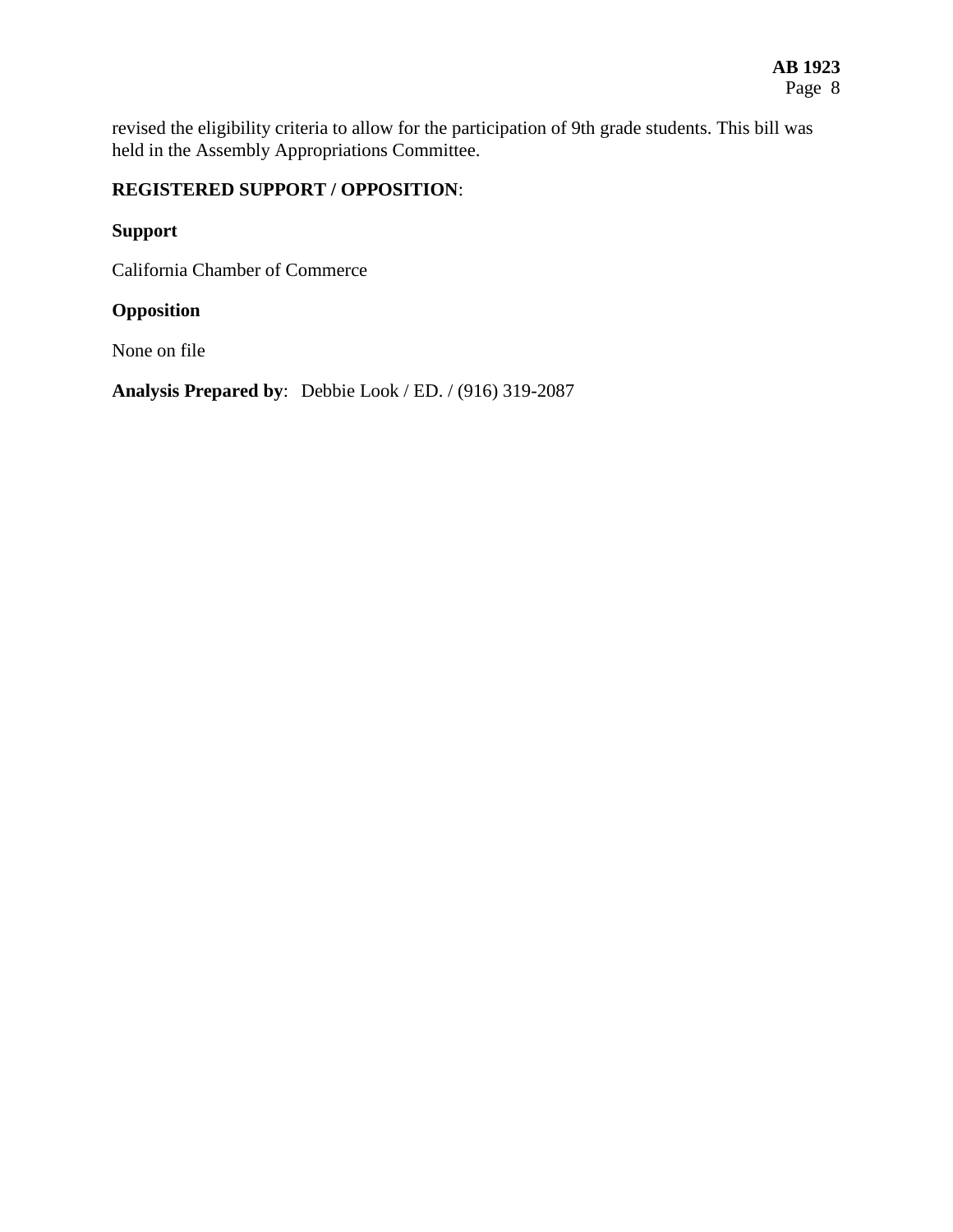revised the eligibility criteria to allow for the participation of 9th grade students. This bill was held in the Assembly Appropriations Committee.

**REGISTERED SUPPORT / OPPOSITION**:

**Support**

California Chamber of Commerce

**Opposition**

None on file

**Analysis Prepared by**: Debbie Look / ED. / (916) 319-2087